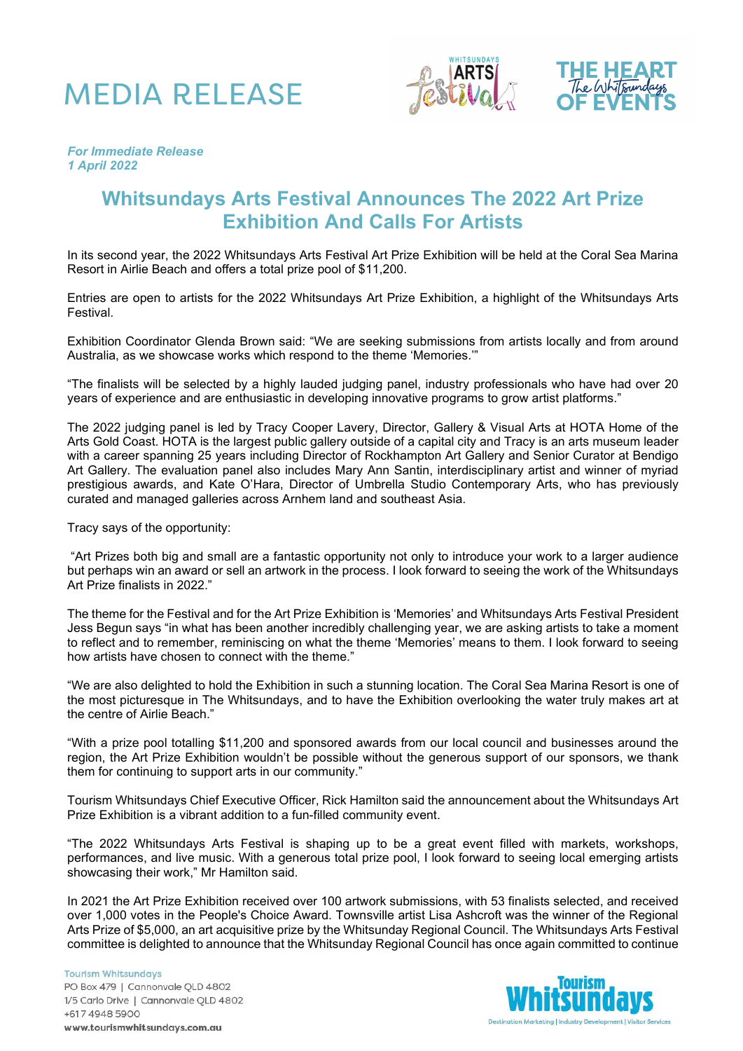# MEDIA RELEASE

***For Immediate Release***
***1 April 2022***

## Whitsundays Arts Festival Announces The 2022 Art Prize Exhibition And Calls For Artists

In its second year, the 2022 Whitsundays Arts Festival Art Prize Exhibition will be held at the Coral Sea Marina Resort in Airlie Beach and offers a total prize pool of $11,200.

Entries are open to artists for the 2022 Whitsundays Art Prize Exhibition, a highlight of the Whitsundays Arts Festival.

Exhibition Coordinator Glenda Brown said: "We are seeking submissions from artists locally and from around Australia, as we showcase works which respond to the theme 'Memories.'"

"The finalists will be selected by a highly lauded judging panel, industry professionals who have had over 20 years of experience and are enthusiastic in developing innovative programs to grow artist platforms."

The 2022 judging panel is led by Tracy Cooper Lavery, Director, Gallery & Visual Arts at HOTA Home of the Arts Gold Coast. HOTA is the largest public gallery outside of a capital city and Tracy is an arts museum leader with a career spanning 25 years including Director of Rockhampton Art Gallery and Senior Curator at Bendigo Art Gallery. The evaluation panel also includes Mary Ann Santin, interdisciplinary artist and winner of myriad prestigious awards, and Kate O'Hara, Director of Umbrella Studio Contemporary Arts, who has previously curated and managed galleries across Arnhem land and southeast Asia.

Tracy says of the opportunity:

"Art Prizes both big and small are a fantastic opportunity not only to introduce your work to a larger audience but perhaps win an award or sell an artwork in the process. I look forward to seeing the work of the Whitsundays Art Prize finalists in 2022."

The theme for the Festival and for the Art Prize Exhibition is 'Memories' and Whitsundays Arts Festival President Jess Begun says "in what has been another incredibly challenging year, we are asking artists to take a moment to reflect and to remember, reminiscing on what the theme 'Memories' means to them. I look forward to seeing how artists have chosen to connect with the theme."

"We are also delighted to hold the Exhibition in such a stunning location. The Coral Sea Marina Resort is one of the most picturesque in The Whitsundays, and to have the Exhibition overlooking the water truly makes art at the centre of Airlie Beach."

"With a prize pool totalling $11,200 and sponsored awards from our local council and businesses around the region, the Art Prize Exhibition wouldn't be possible without the generous support of our sponsors, we thank them for continuing to support arts in our community."

Tourism Whitsundays Chief Executive Officer, Rick Hamilton said the announcement about the Whitsundays Art Prize Exhibition is a vibrant addition to a fun-filled community event.

"The 2022 Whitsundays Arts Festival is shaping up to be a great event filled with markets, workshops, performances, and live music. With a generous total prize pool, I look forward to seeing local emerging artists showcasing their work," Mr Hamilton said.

In 2021 the Art Prize Exhibition received over 100 artwork submissions, with 53 finalists selected, and received over 1,000 votes in the People's Choice Award. Townsville artist Lisa Ashcroft was the winner of the Regional Arts Prize of $5,000, an art acquisitive prize by the Whitsunday Regional Council. The Whitsundays Arts Festival committee is delighted to announce that the Whitsunday Regional Council has once again committed to continue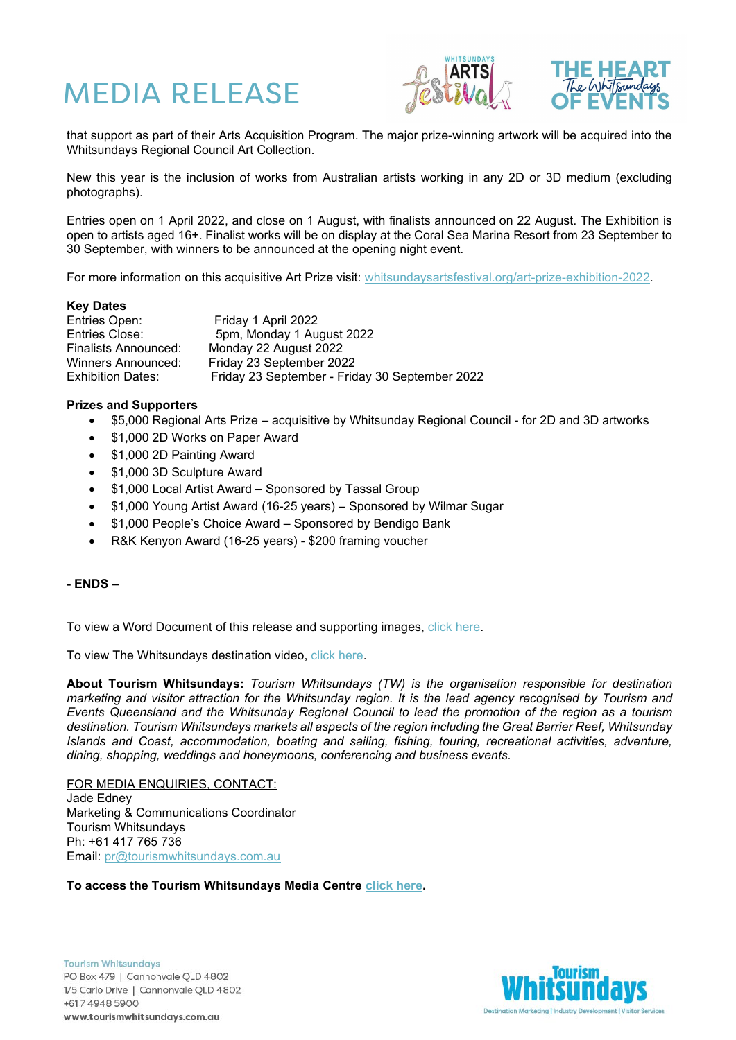that support as part of their Arts Acquisition Program. The major prize-winning artwork will be acquired into the Whitsundays Regional Council Art Collection.

New this year is the inclusion of works from Australian artists working in any 2D or 3D medium (excluding photographs).

Entries open on 1 April 2022, and close on 1 August, with finalists announced on 22 August. The Exhibition is open to artists aged 16+. Finalist works will be on display at the Coral Sea Marina Resort from 23 September to 30 September, with winners to be announced at the opening night event.

For more information on this acquisitive Art Prize visit: [whitsundaysartsfestival.org/art-prize-exhibition-2022](whitsundaysartsfestival.org/art-prize-exhibition-2022).

**Key Dates**

| | |
|---|---|
| Entries Open: | Friday 1 April 2022 |
| Entries Close: | 5pm, Monday 1 August 2022 |
| Finalists Announced: | Monday 22 August 2022 |
| Winners Announced: | Friday 23 September 2022 |
| Exhibition Dates: | Friday 23 September - Friday 30 September 2022 |

**Prizes and Supporters**

- $5,000 Regional Arts Prize – acquisitive by Whitsunday Regional Council - for 2D and 3D artworks
- $1,000 2D Works on Paper Award
- $1,000 2D Painting Award
- $1,000 3D Sculpture Award
- $1,000 Local Artist Award – Sponsored by Tassal Group
- $1,000 Young Artist Award (16-25 years) – Sponsored by Wilmar Sugar
- $1,000 People's Choice Award – Sponsored by Bendigo Bank
- R&K Kenyon Award (16-25 years) - $200 framing voucher

**- ENDS –**

To view a Word Document of this release and supporting images, click here.

To view The Whitsundays destination video, click here.

**About Tourism Whitsundays:** *Tourism Whitsundays (TW) is the organisation responsible for destination marketing and visitor attraction for the Whitsunday region. It is the lead agency recognised by Tourism and Events Queensland and the Whitsunday Regional Council to lead the promotion of the region as a tourism destination. Tourism Whitsundays markets all aspects of the region including the Great Barrier Reef, Whitsunday Islands and Coast, accommodation, boating and sailing, fishing, touring, recreational activities, adventure, dining, shopping, weddings and honeymoons, conferencing and business events.*

FOR MEDIA ENQUIRIES, CONTACT:
Jade Edney
Marketing & Communications Coordinator
Tourism Whitsundays
Ph: +61 417 765 736
Email: pr@tourismwhitsundays.com.au

**To access the Tourism Whitsundays Media Centre click here.**

Tourism Whitsundays
PO Box 479 | Cannonvale QLD 4802
1/5 Carlo Drive | Cannonvale QLD 4802
+617 4948 5900
www.tourismwhitsundays.com.au